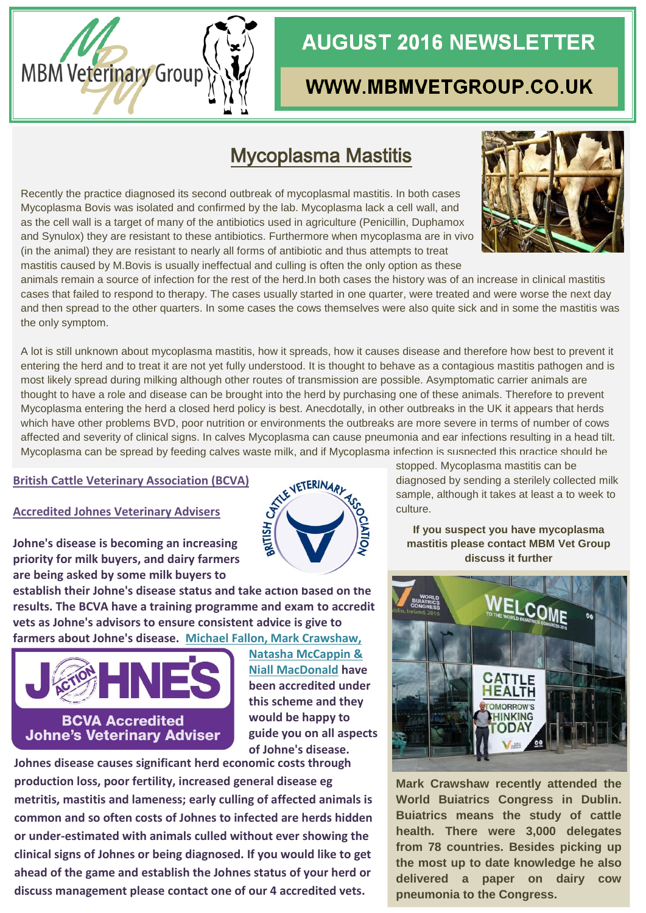# AUGUST 2016 NEWSLETTER

**WWW.MBMVETGROUP.CO.UK**

MBM Veterinary Group

## Mycoplasma Mastitis

Recently the practice diagnosed its second outbreak of mycoplasmal mastitis. In both cases Mycoplasma Bovis was isolated and confirmed by the lab. Mycoplasma lack a cell wall, and as the cell wall is a target of many of the antibiotics used in agriculture (Penicillin, Duphamox and Synulox) they are resistant to these antibiotics. Furthermore when mycoplasma are in vivo (in the animal) they are resistant to nearly all forms of antibiotic and thus attempts to treat mastitis caused by M.Bovis is usually ineffectual and culling is often the only option as these animals remain a source of infection for the rest of the herd.In both cases the history was of an increase in clinical mastitis cases that failed to respond to therapy. The cases usually started in one quarter, were treated and were worse the next day and then spread to the other quarters. In some cases the cows themselves were also quite sick and in some the mastitis was the only symptom.

A lot is still unknown about mycoplasma mastitis, how it spreads, how it causes disease and therefore how best to prevent it entering the herd and to treat it are not yet fully understood. It is thought to behave as a contagious mastitis pathogen and is most likely spread during milking although other routes of transmission are possible. Asymptomatic carrier animals are thought to have a role and disease can be brought into the herd by purchasing one of these animals. Therefore to prevent Mycoplasma entering the herd a closed herd policy is best. Anecdotally, in other outbreaks in the UK it appears that herds which have other problems BVD, poor nutrition or environments the outbreaks are more severe in terms of number of cows affected and severity of clinical signs. In calves Mycoplasma can cause pneumonia and ear infections resulting in a head tilt. Mycoplasma can be spread by feeding calves waste milk, and if Mycoplasma infection is suspected this practice should be stopped. Mycoplasma mastitis can be diagnosed by sending a sterilely collected milk sample, although it takes at least a to week to culture.

**If you suspect you have mycoplasma mastitis please contact MBM Vet Group discuss it further**

## British Cattle Veterinary Association (BCVA)

### Accredited Johnes Veterinary Advisers

**Johne's disease is becoming an increasing priority for milk buyers, and dairy farmers are being asked by some milk buyers to establish their Johne's disease status and take action based on the results. The BCVA have a training programme and exam to accredit vets as Johne's advisors to ensure consistent advice is give to farmers about Johne's disease. Michael Fallon, Mark Crawshaw, Natasha McCappin & Niall MacDonald have been accredited under this scheme and they would be happy to guide you on all aspects of Johne's disease.**

BCVA Accredited Johne's Veterinary Adviser

**Johnes disease causes significant herd economic costs through production loss, poor fertility, increased general disease eg metritis, mastitis and lameness; early culling of affected animals is common and so often costs of Johnes to infected are herds hidden or under-estimated with animals culled without ever showing the clinical signs of Johnes or being diagnosed. If you would like to get ahead of the game and establish the Johnes status of your herd or discuss management please contact one of our 4 accredited vets.**

**Mark Crawshaw recently attended the World Buiatrics Congress in Dublin. Buiatrics means the study of cattle health. There were 3,000 delegates from 78 countries. Besides picking up the most up to date knowledge he also delivered a paper on dairy cow pneumonia to the Congress.**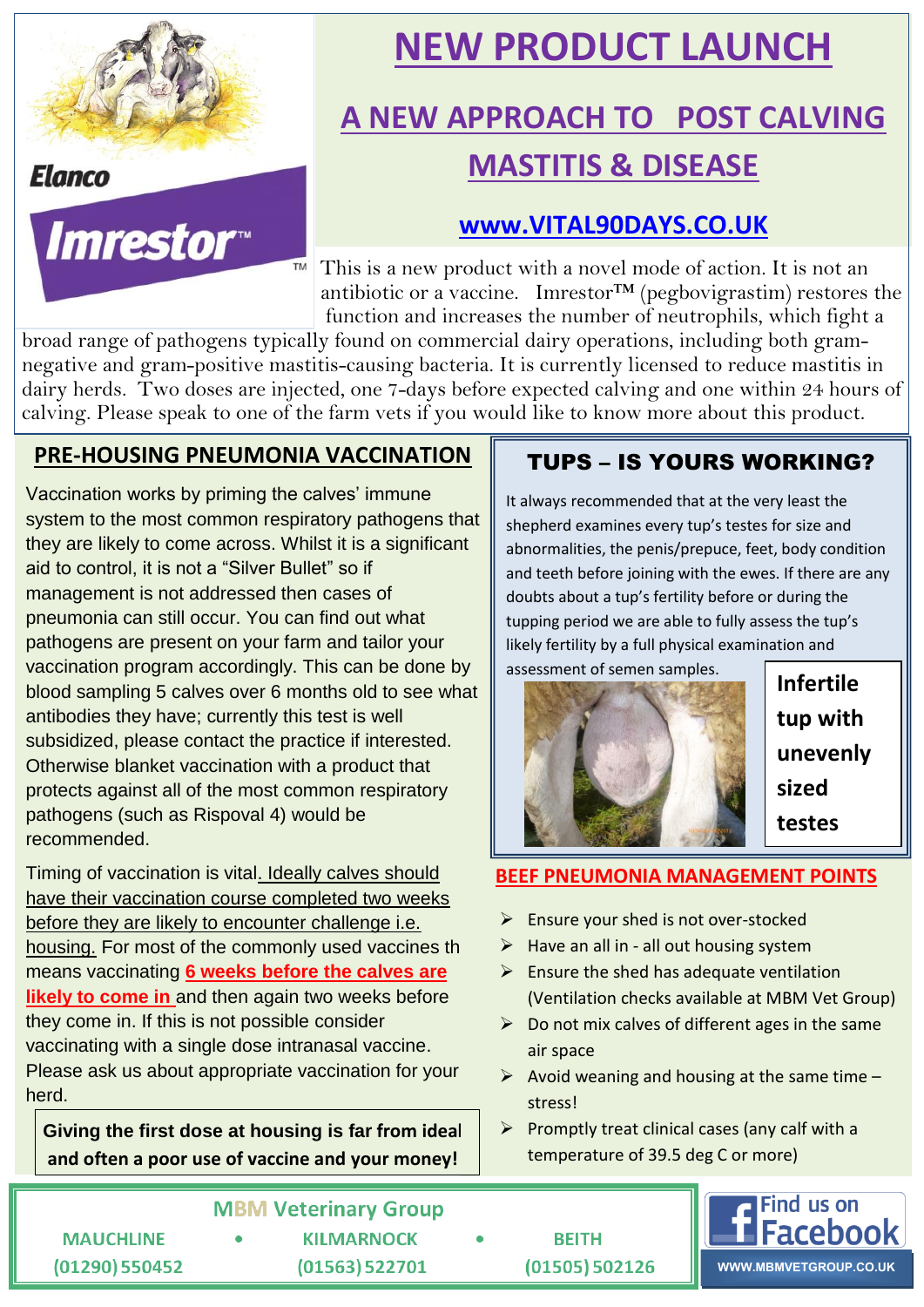Elanco

Imrestor™

# NEW PRODUCT LAUNCH

## A NEW APPROACH TO POST CALVING MASTITIS & DISEASE

**www.VITAL90DAYS.CO.UK**

This is a new product with a novel mode of action. It is not an antibiotic or a vaccine. Imrestor™ (pegbovigrastim) restores the function and increases the number of neutrophils, which fight a broad range of pathogens typically found on commercial dairy operations, including both gram-negative and gram-positive mastitis-causing bacteria. It is currently licensed to reduce mastitis in dairy herds. Two doses are injected, one 7-days before expected calving and one within 24 hours of calving. Please speak to one of the farm vets if you would like to know more about this product.

## PRE-HOUSING PNEUMONIA VACCINATION

Vaccination works by priming the calves' immune system to the most common respiratory pathogens that they are likely to come across. Whilst it is a significant aid to control, it is not a "Silver Bullet" so if management is not addressed then cases of pneumonia can still occur. You can find out what pathogens are present on your farm and tailor your vaccination program accordingly. This can be done by blood sampling 5 calves over 6 months old to see what antibodies they have; currently this test is well subsidized, please contact the practice if interested. Otherwise blanket vaccination with a product that protects against all of the most common respiratory pathogens (such as Rispoval 4) would be recommended.

Timing of vaccination is vital. Ideally calves should have their vaccination course completed two weeks before they are likely to encounter challenge i.e. housing. For most of the commonly used vaccines th means vaccinating **6 weeks before the calves are likely to come in** and then again two weeks before they come in. If this is not possible consider vaccinating with a single dose intranasal vaccine. Please ask us about appropriate vaccination for your herd.

**Giving the first dose at housing is far from ideal and often a poor use of vaccine and your money!**

## TUPS – IS YOURS WORKING?

It always recommended that at the very least the shepherd examines every tup's testes for size and abnormalities, the penis/prepuce, feet, body condition and teeth before joining with the ewes. If there are any doubts about a tup's fertility before or during the tupping period we are able to fully assess the tup's likely fertility by a full physical examination and assessment of semen samples.

**Infertile tup with unevenly sized testes**

## BEEF PNEUMONIA MANAGEMENT POINTS

- Ensure your shed is not over-stocked
- Have an all in - all out housing system
- Ensure the shed has adequate ventilation (Ventilation checks available at MBM Vet Group)
- Do not mix calves of different ages in the same air space
- Avoid weaning and housing at the same time – stress!
- Promptly treat clinical cases (any calf with a temperature of 39.5 deg C or more)

**MBM Veterinary Group**

MAUCHLINE (01290) 550452 • KILMARNOCK (01563) 522701 • BEITH (01505) 502126

Find us on Facebook

WWW.MBMVETGROUP.CO.UK